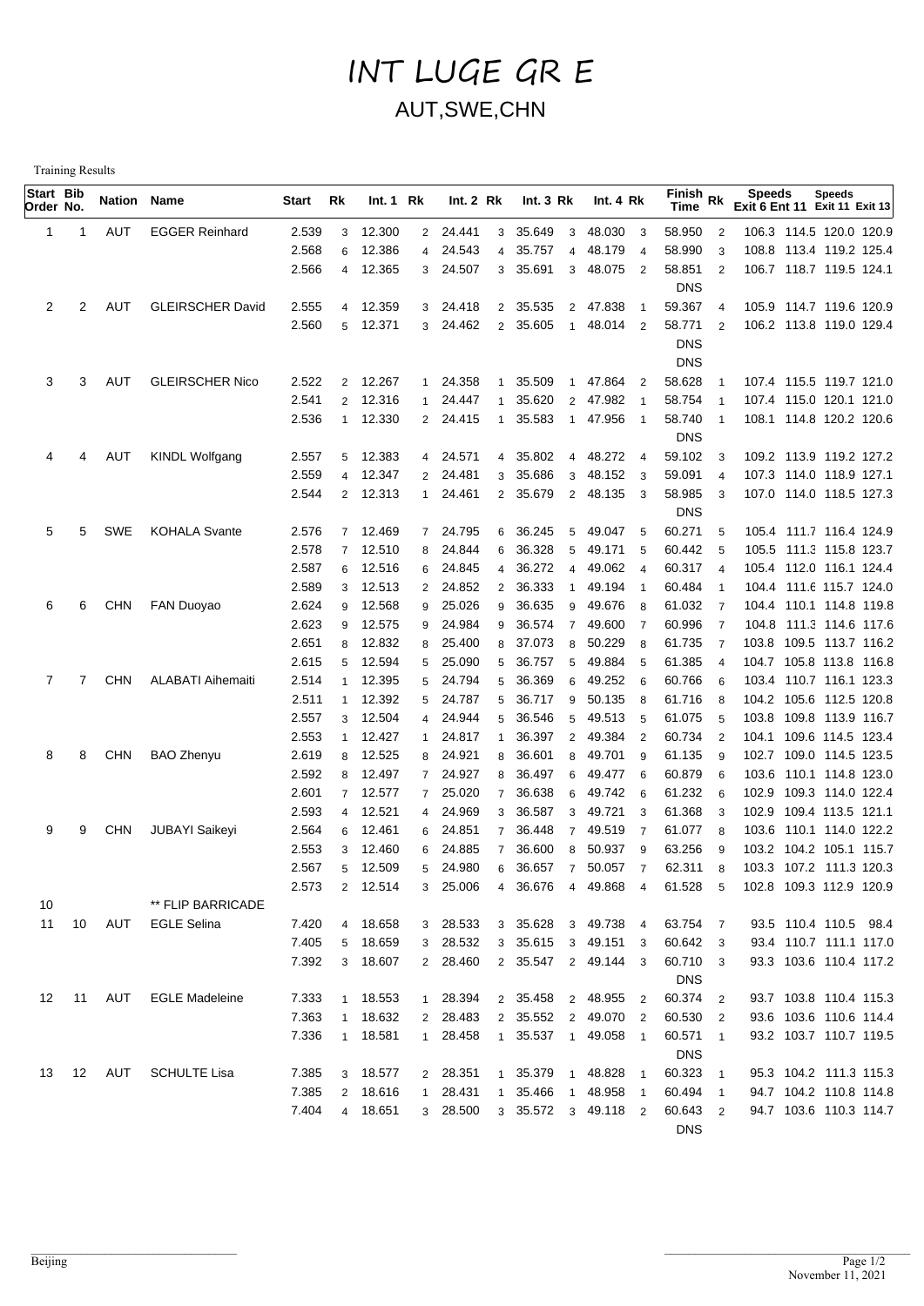# INT LUGE GR E

## AUT,SWE,CHN

Training Results

| Start Order | Bib No. | Nation | Name | Start | Rk | Int. 1 | Rk | Int. 2 | Rk | Int. 3 | Rk | Int. 4 | Rk | Finish Time | Rk | Speeds Exit 6 | Speeds Ent 11 | Speeds Exit 11 | Speeds Exit 13 |
|---|---|---|---|---|---|---|---|---|---|---|---|---|---|---|---|---|---|---|---|
| 1 | 1 | AUT | EGGER Reinhard | 2.539 | 3 | 12.300 | 2 | 24.441 | 3 | 35.649 | 3 | 48.030 | 3 | 58.950 | 2 | 106.3 | 114.5 | 120.0 | 120.9 |
| | | | | 2.568 | 6 | 12.386 | 4 | 24.543 | 4 | 35.757 | 4 | 48.179 | 4 | 58.990 | 3 | 108.8 | 113.4 | 119.2 | 125.4 |
| | | | | 2.566 | 4 | 12.365 | 3 | 24.507 | 3 | 35.691 | 3 | 48.075 | 2 | 58.851 | 2 | 106.7 | 118.7 | 119.5 | 124.1 |
| | | | | | | | | | | | | | | DNS | | | | | |
| 2 | 2 | AUT | GLEIRSCHER David | 2.555 | 4 | 12.359 | 3 | 24.418 | 2 | 35.535 | 2 | 47.838 | 1 | 59.367 | 4 | 105.9 | 114.7 | 119.6 | 120.9 |
| | | | | 2.560 | 5 | 12.371 | 3 | 24.462 | 2 | 35.605 | 1 | 48.014 | 2 | 58.771 | 2 | 106.2 | 113.8 | 119.0 | 129.4 |
| | | | | | | | | | | | | | | DNS | | | | | |
| | | | | | | | | | | | | | | DNS | | | | | |
| 3 | 3 | AUT | GLEIRSCHER Nico | 2.522 | 2 | 12.267 | 1 | 24.358 | 1 | 35.509 | 1 | 47.864 | 2 | 58.628 | 1 | 107.4 | 115.5 | 119.7 | 121.0 |
| | | | | 2.541 | 2 | 12.316 | 1 | 24.447 | 1 | 35.620 | 2 | 47.982 | 1 | 58.754 | 1 | 107.4 | 115.0 | 120.1 | 121.0 |
| | | | | 2.536 | 1 | 12.330 | 2 | 24.415 | 1 | 35.583 | 1 | 47.956 | 1 | 58.740 | 1 | 108.1 | 114.8 | 120.2 | 120.6 |
| | | | | | | | | | | | | | | DNS | | | | | |
| 4 | 4 | AUT | KINDL Wolfgang | 2.557 | 5 | 12.383 | 4 | 24.571 | 4 | 35.802 | 4 | 48.272 | 4 | 59.102 | 3 | 109.2 | 113.9 | 119.2 | 127.2 |
| | | | | 2.559 | 4 | 12.347 | 2 | 24.481 | 3 | 35.686 | 3 | 48.152 | 3 | 59.091 | 4 | 107.3 | 114.0 | 118.9 | 127.1 |
| | | | | 2.544 | 2 | 12.313 | 1 | 24.461 | 2 | 35.679 | 2 | 48.135 | 3 | 58.985 | 3 | 107.0 | 114.0 | 118.5 | 127.3 |
| | | | | | | | | | | | | | | DNS | | | | | |
| 5 | 5 | SWE | KOHALA Svante | 2.576 | 7 | 12.469 | 7 | 24.795 | 6 | 36.245 | 5 | 49.047 | 5 | 60.271 | 5 | 105.4 | 111.7 | 116.4 | 124.9 |
| | | | | 2.578 | 7 | 12.510 | 8 | 24.844 | 6 | 36.328 | 5 | 49.171 | 5 | 60.442 | 5 | 105.5 | 111.3 | 115.8 | 123.7 |
| | | | | 2.587 | 6 | 12.516 | 6 | 24.845 | 4 | 36.272 | 4 | 49.062 | 4 | 60.317 | 4 | 105.4 | 112.0 | 116.1 | 124.4 |
| | | | | 2.589 | 3 | 12.513 | 2 | 24.852 | 2 | 36.333 | 1 | 49.194 | 1 | 60.484 | 1 | 104.4 | 111.6 | 115.7 | 124.0 |
| 6 | 6 | CHN | FAN Duoyao | 2.624 | 9 | 12.568 | 9 | 25.026 | 9 | 36.635 | 9 | 49.676 | 8 | 61.032 | 7 | 104.4 | 110.1 | 114.8 | 119.8 |
| | | | | 2.623 | 9 | 12.575 | 9 | 24.984 | 9 | 36.574 | 7 | 49.600 | 7 | 60.996 | 7 | 104.8 | 111.3 | 114.6 | 117.6 |
| | | | | 2.651 | 8 | 12.832 | 8 | 25.400 | 8 | 37.073 | 8 | 50.229 | 8 | 61.735 | 7 | 103.8 | 109.5 | 113.7 | 116.2 |
| | | | | 2.615 | 5 | 12.594 | 5 | 25.090 | 5 | 36.757 | 5 | 49.884 | 5 | 61.385 | 4 | 104.7 | 105.8 | 113.8 | 116.8 |
| 7 | 7 | CHN | ALABATI Aihemaiti | 2.514 | 1 | 12.395 | 5 | 24.794 | 5 | 36.369 | 6 | 49.252 | 6 | 60.766 | 6 | 103.4 | 110.7 | 116.1 | 123.3 |
| | | | | 2.511 | 1 | 12.392 | 5 | 24.787 | 5 | 36.717 | 9 | 50.135 | 8 | 61.716 | 8 | 104.2 | 105.6 | 112.5 | 120.8 |
| | | | | 2.557 | 3 | 12.504 | 4 | 24.944 | 5 | 36.546 | 5 | 49.513 | 5 | 61.075 | 5 | 103.8 | 109.8 | 113.9 | 116.7 |
| | | | | 2.553 | 1 | 12.427 | 1 | 24.817 | 1 | 36.397 | 2 | 49.384 | 2 | 60.734 | 2 | 104.1 | 109.6 | 114.5 | 123.4 |
| 8 | 8 | CHN | BAO Zhenyu | 2.619 | 8 | 12.525 | 8 | 24.921 | 8 | 36.601 | 8 | 49.701 | 9 | 61.135 | 9 | 102.7 | 109.0 | 114.5 | 123.5 |
| | | | | 2.592 | 8 | 12.497 | 7 | 24.927 | 8 | 36.497 | 6 | 49.477 | 6 | 60.879 | 6 | 103.6 | 110.1 | 114.8 | 123.0 |
| | | | | 2.601 | 7 | 12.577 | 7 | 25.020 | 7 | 36.638 | 6 | 49.742 | 6 | 61.232 | 6 | 102.9 | 109.3 | 114.0 | 122.4 |
| | | | | 2.593 | 4 | 12.521 | 4 | 24.969 | 3 | 36.587 | 3 | 49.721 | 3 | 61.368 | 3 | 102.9 | 109.4 | 113.5 | 121.1 |
| 9 | 9 | CHN | JUBAYI Saikeyi | 2.564 | 6 | 12.461 | 6 | 24.851 | 7 | 36.448 | 7 | 49.519 | 7 | 61.077 | 8 | 103.6 | 110.1 | 114.0 | 122.2 |
| | | | | 2.553 | 3 | 12.460 | 6 | 24.885 | 7 | 36.600 | 8 | 50.937 | 9 | 63.256 | 9 | 103.2 | 104.2 | 105.1 | 115.7 |
| | | | | 2.567 | 5 | 12.509 | 5 | 24.980 | 6 | 36.657 | 7 | 50.057 | 7 | 62.311 | 8 | 103.3 | 107.2 | 111.3 | 120.3 |
| | | | | 2.573 | 2 | 12.514 | 3 | 25.006 | 4 | 36.676 | 4 | 49.868 | 4 | 61.528 | 5 | 102.8 | 109.3 | 112.9 | 120.9 |
| 10 | | | ** FLIP BARRICADE | | | | | | | | | | | | | | | | |
| 11 | 10 | AUT | EGLE Selina | 7.420 | 4 | 18.658 | 3 | 28.533 | 3 | 35.628 | 3 | 49.738 | 4 | 63.754 | 7 | 93.5 | 110.4 | 110.5 | 98.4 |
| | | | | 7.405 | 5 | 18.659 | 3 | 28.532 | 3 | 35.615 | 3 | 49.151 | 3 | 60.642 | 3 | 93.4 | 110.7 | 111.1 | 117.0 |
| | | | | 7.392 | 3 | 18.607 | 2 | 28.460 | 2 | 35.547 | 2 | 49.144 | 3 | 60.710 | 3 | 93.3 | 103.6 | 110.4 | 117.2 |
| | | | | | | | | | | | | | | DNS | | | | | |
| 12 | 11 | AUT | EGLE Madeleine | 7.333 | 1 | 18.553 | 1 | 28.394 | 2 | 35.458 | 2 | 48.955 | 2 | 60.374 | 2 | 93.7 | 103.8 | 110.4 | 115.3 |
| | | | | 7.363 | 1 | 18.632 | 2 | 28.483 | 2 | 35.552 | 2 | 49.070 | 2 | 60.530 | 2 | 93.6 | 103.6 | 110.6 | 114.4 |
| | | | | 7.336 | 1 | 18.581 | 1 | 28.458 | 1 | 35.537 | 1 | 49.058 | 1 | 60.571 | 1 | 93.2 | 103.7 | 110.7 | 119.5 |
| | | | | | | | | | | | | | | DNS | | | | | |
| 13 | 12 | AUT | SCHULTE Lisa | 7.385 | 3 | 18.577 | 2 | 28.351 | 1 | 35.379 | 1 | 48.828 | 1 | 60.323 | 1 | 95.3 | 104.2 | 111.3 | 115.3 |
| | | | | 7.385 | 2 | 18.616 | 1 | 28.431 | 1 | 35.466 | 1 | 48.958 | 1 | 60.494 | 1 | 94.7 | 104.2 | 110.8 | 114.8 |
| | | | | 7.404 | 4 | 18.651 | 3 | 28.500 | 3 | 35.572 | 3 | 49.118 | 2 | 60.643 | 2 | 94.7 | 103.6 | 110.3 | 114.7 |
| | | | | | | | | | | | | | | DNS | | | | | |

Beijing

November 11, 2021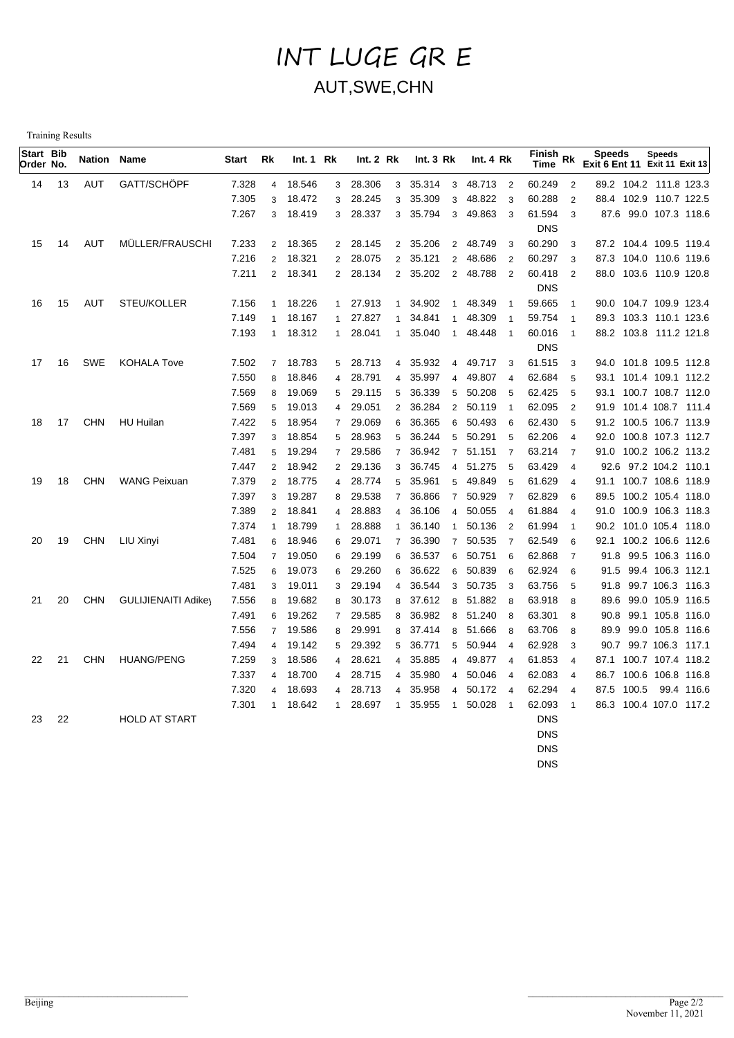# INT LUGE GR E

## AUT,SWE,CHN

Training Results

| Start Order | Bib No. | Nation | Name | Start | Rk | Int. 1 | Rk | Int. 2 | Rk | Int. 3 | Rk | Int. 4 | Rk | Finish Time | Rk | Speeds Exit 6 | Ent 11 | Speeds Exit 11 | Exit 13 |
|---|---|---|---|---|---|---|---|---|---|---|---|---|---|---|---|---|---|---|---|
| 14 | 13 | AUT | GATT/SCHÖPF | 7.328 | 4 | 18.546 | 3 | 28.306 | 3 | 35.314 | 3 | 48.713 | 2 | 60.249 | 2 | 89.2 | 104.2 | 111.8 | 123.3 |
| | | | | 7.305 | 3 | 18.472 | 3 | 28.245 | 3 | 35.309 | 3 | 48.822 | 3 | 60.288 | 2 | 88.4 | 102.9 | 110.7 | 122.5 |
| | | | | 7.267 | 3 | 18.419 | 3 | 28.337 | 3 | 35.794 | 3 | 49.863 | 3 | 61.594 | 3 | 87.6 | 99.0 | 107.3 | 118.6 |
| | | | | | | | | | | | | | | DNS | | | | | |
| 15 | 14 | AUT | MÜLLER/FRAUSCHI | 7.233 | 2 | 18.365 | 2 | 28.145 | 2 | 35.206 | 2 | 48.749 | 3 | 60.290 | 3 | 87.2 | 104.4 | 109.5 | 119.4 |
| | | | | 7.216 | 2 | 18.321 | 2 | 28.075 | 2 | 35.121 | 2 | 48.686 | 2 | 60.297 | 3 | 87.3 | 104.0 | 110.6 | 119.6 |
| | | | | 7.211 | 2 | 18.341 | 2 | 28.134 | 2 | 35.202 | 2 | 48.788 | 2 | 60.418 | 2 | 88.0 | 103.6 | 110.9 | 120.8 |
| | | | | | | | | | | | | | | DNS | | | | | |
| 16 | 15 | AUT | STEU/KOLLER | 7.156 | 1 | 18.226 | 1 | 27.913 | 1 | 34.902 | 1 | 48.349 | 1 | 59.665 | 1 | 90.0 | 104.7 | 109.9 | 123.4 |
| | | | | 7.149 | 1 | 18.167 | 1 | 27.827 | 1 | 34.841 | 1 | 48.309 | 1 | 59.754 | 1 | 89.3 | 103.3 | 110.1 | 123.6 |
| | | | | 7.193 | 1 | 18.312 | 1 | 28.041 | 1 | 35.040 | 1 | 48.448 | 1 | 60.016 | 1 | 88.2 | 103.8 | 111.2 | 121.8 |
| | | | | | | | | | | | | | | DNS | | | | | |
| 17 | 16 | SWE | KOHALA Tove | 7.502 | 7 | 18.783 | 5 | 28.713 | 4 | 35.932 | 4 | 49.717 | 3 | 61.515 | 3 | 94.0 | 101.8 | 109.5 | 112.8 |
| | | | | 7.550 | 8 | 18.846 | 4 | 28.791 | 4 | 35.997 | 4 | 49.807 | 4 | 62.684 | 5 | 93.1 | 101.4 | 109.1 | 112.2 |
| | | | | 7.569 | 8 | 19.069 | 5 | 29.115 | 5 | 36.339 | 5 | 50.208 | 5 | 62.425 | 5 | 93.1 | 100.7 | 108.7 | 112.0 |
| | | | | 7.569 | 5 | 19.013 | 4 | 29.051 | 2 | 36.284 | 2 | 50.119 | 1 | 62.095 | 2 | 91.9 | 101.4 | 108.7 | 111.4 |
| 18 | 17 | CHN | HU Huilan | 7.422 | 5 | 18.954 | 7 | 29.069 | 6 | 36.365 | 6 | 50.493 | 6 | 62.430 | 5 | 91.2 | 100.5 | 106.7 | 113.9 |
| | | | | 7.397 | 3 | 18.854 | 5 | 28.963 | 5 | 36.244 | 5 | 50.291 | 5 | 62.206 | 4 | 92.0 | 100.8 | 107.3 | 112.7 |
| | | | | 7.481 | 5 | 19.294 | 7 | 29.586 | 7 | 36.942 | 7 | 51.151 | 7 | 63.214 | 7 | 91.0 | 100.2 | 106.2 | 113.2 |
| | | | | 7.447 | 2 | 18.942 | 2 | 29.136 | 3 | 36.745 | 4 | 51.275 | 5 | 63.429 | 4 | 92.6 | 97.2 | 104.2 | 110.1 |
| 19 | 18 | CHN | WANG Peixuan | 7.379 | 2 | 18.775 | 4 | 28.774 | 5 | 35.961 | 5 | 49.849 | 5 | 61.629 | 4 | 91.1 | 100.7 | 108.6 | 118.9 |
| | | | | 7.397 | 3 | 19.287 | 8 | 29.538 | 7 | 36.866 | 7 | 50.929 | 7 | 62.829 | 6 | 89.5 | 100.2 | 105.4 | 118.0 |
| | | | | 7.389 | 2 | 18.841 | 4 | 28.883 | 4 | 36.106 | 4 | 50.055 | 4 | 61.884 | 4 | 91.0 | 100.9 | 106.3 | 118.3 |
| | | | | 7.374 | 1 | 18.799 | 1 | 28.888 | 1 | 36.140 | 1 | 50.136 | 2 | 61.994 | 1 | 90.2 | 101.0 | 105.4 | 118.0 |
| 20 | 19 | CHN | LIU Xinyi | 7.481 | 6 | 18.946 | 6 | 29.071 | 7 | 36.390 | 7 | 50.535 | 7 | 62.549 | 6 | 92.1 | 100.2 | 106.6 | 112.6 |
| | | | | 7.504 | 7 | 19.050 | 6 | 29.199 | 6 | 36.537 | 6 | 50.751 | 6 | 62.868 | 7 | 91.8 | 99.5 | 106.3 | 116.0 |
| | | | | 7.525 | 6 | 19.073 | 6 | 29.260 | 6 | 36.622 | 6 | 50.839 | 6 | 62.924 | 6 | 91.5 | 99.4 | 106.3 | 112.1 |
| | | | | 7.481 | 3 | 19.011 | 3 | 29.194 | 4 | 36.544 | 3 | 50.735 | 3 | 63.756 | 5 | 91.8 | 99.7 | 106.3 | 116.3 |
| 21 | 20 | CHN | GULIJIENAITI Adikey | 7.556 | 8 | 19.682 | 8 | 30.173 | 8 | 37.612 | 8 | 51.882 | 8 | 63.918 | 8 | 89.6 | 99.0 | 105.9 | 116.5 |
| | | | | 7.491 | 6 | 19.262 | 7 | 29.585 | 8 | 36.982 | 8 | 51.240 | 8 | 63.301 | 8 | 90.8 | 99.1 | 105.8 | 116.0 |
| | | | | 7.556 | 7 | 19.586 | 8 | 29.991 | 8 | 37.414 | 8 | 51.666 | 8 | 63.706 | 8 | 89.9 | 99.0 | 105.8 | 116.6 |
| | | | | 7.494 | 4 | 19.142 | 5 | 29.392 | 5 | 36.771 | 5 | 50.944 | 4 | 62.928 | 3 | 90.7 | 99.7 | 106.3 | 117.1 |
| 22 | 21 | CHN | HUANG/PENG | 7.259 | 3 | 18.586 | 4 | 28.621 | 4 | 35.885 | 4 | 49.877 | 4 | 61.853 | 4 | 87.1 | 100.7 | 107.4 | 118.2 |
| | | | | 7.337 | 4 | 18.700 | 4 | 28.715 | 4 | 35.980 | 4 | 50.046 | 4 | 62.083 | 4 | 86.7 | 100.6 | 106.8 | 116.8 |
| | | | | 7.320 | 4 | 18.693 | 4 | 28.713 | 4 | 35.958 | 4 | 50.172 | 4 | 62.294 | 4 | 87.5 | 100.5 | 99.4 | 116.6 |
| | | | | 7.301 | 1 | 18.642 | 1 | 28.697 | 1 | 35.955 | 1 | 50.028 | 1 | 62.093 | 1 | 86.3 | 100.4 | 107.0 | 117.2 |
| 23 | 22 | | HOLD AT START | | | | | | | | | | | DNS | | | | | |
| | | | | | | | | | | | | | | DNS | | | | | |
| | | | | | | | | | | | | | | DNS | | | | | |
| | | | | | | | | | | | | | | DNS | | | | | |

Beijing

November 11, 2021